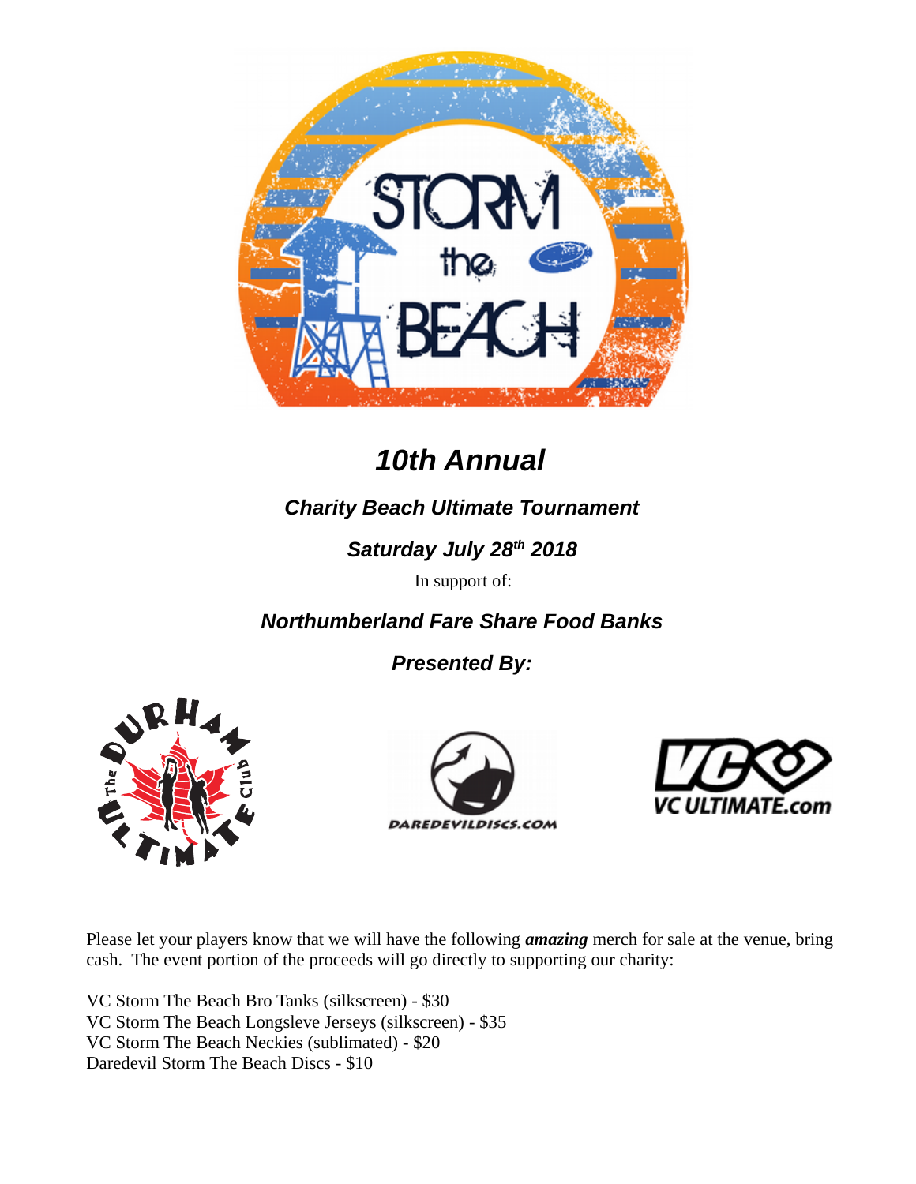# *10th Annual*

### *Charity Beach Ultimate Tournament*

### *Saturday July 28th 2018*

In support of:

### *Northumberland Fare Share Food Banks*

### *Presented By:*

Please let your players know that we will have the following ***amazing*** merch for sale at the venue, bring cash. The event portion of the proceeds will go directly to supporting our charity:

VC Storm The Beach Bro Tanks (silkscreen) - $30
VC Storm The Beach Longsleve Jerseys (silkscreen) - $35
VC Storm The Beach Neckies (sublimated) - $20
Daredevil Storm The Beach Discs - $10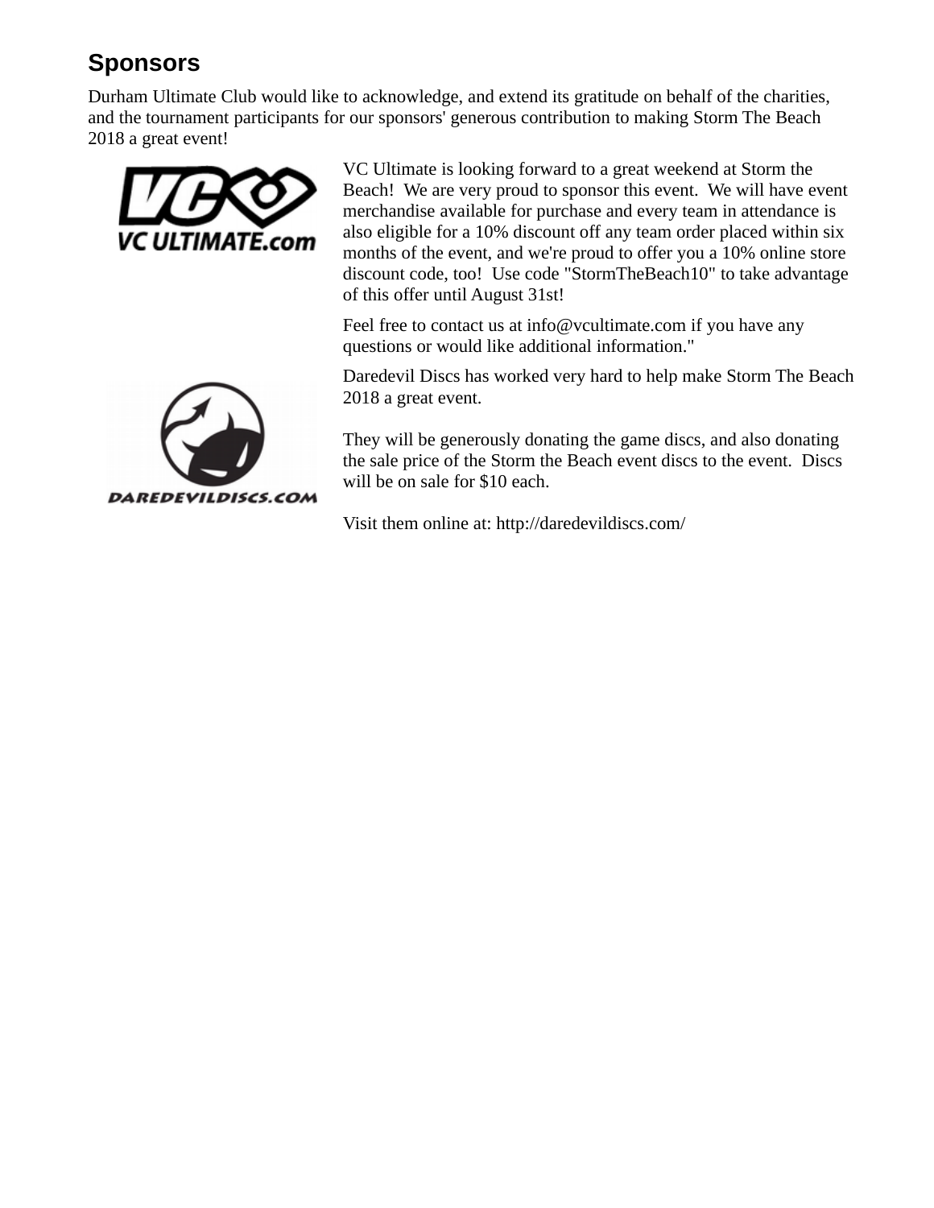## Sponsors

Durham Ultimate Club would like to acknowledge, and extend its gratitude on behalf of the charities, and the tournament participants for our sponsors' generous contribution to making Storm The Beach 2018 a great event!

VC Ultimate is looking forward to a great weekend at Storm the Beach! We are very proud to sponsor this event. We will have event merchandise available for purchase and every team in attendance is also eligible for a 10% discount off any team order placed within six months of the event, and we're proud to offer you a 10% online store discount code, too! Use code "StormTheBeach10" to take advantage of this offer until August 31st!

Feel free to contact us at info@vcultimate.com if you have any questions or would like additional information."

Daredevil Discs has worked very hard to help make Storm The Beach 2018 a great event.

They will be generously donating the game discs, and also donating the sale price of the Storm the Beach event discs to the event. Discs will be on sale for $10 each.

Visit them online at: http://daredevildiscs.com/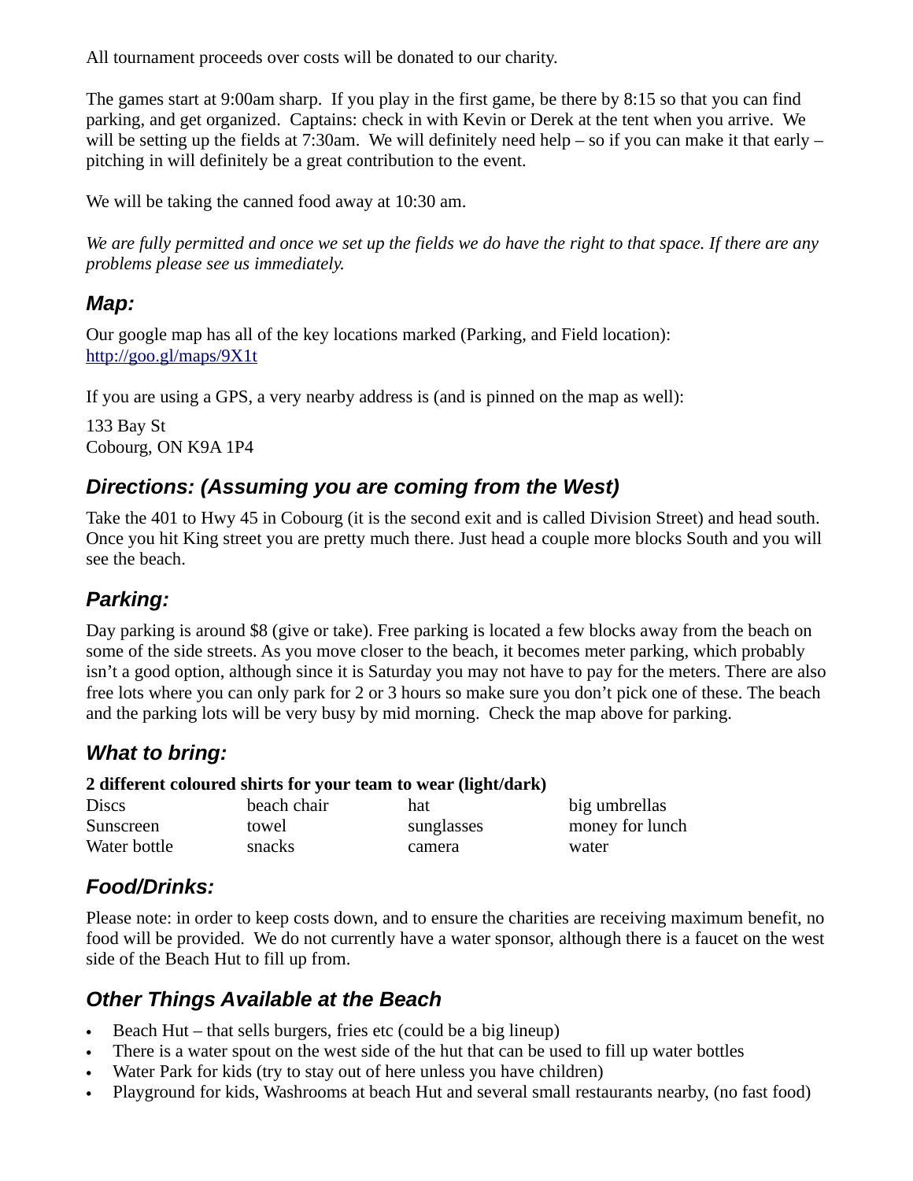All tournament proceeds over costs will be donated to our charity.

The games start at 9:00am sharp.  If you play in the first game, be there by 8:15 so that you can find parking, and get organized.  Captains: check in with Kevin or Derek at the tent when you arrive.  We will be setting up the fields at 7:30am.  We will definitely need help – so if you can make it that early – pitching in will definitely be a great contribution to the event.

We will be taking the canned food away at 10:30 am.

*We are fully permitted and once we set up the fields we do have the right to that space. If there are any problems please see us immediately.*

## *Map:*

Our google map has all of the key locations marked (Parking, and Field location):
[http://goo.gl/maps/9X1t](http://goo.gl/maps/9X1t)

If you are using a GPS, a very nearby address is (and is pinned on the map as well):

133 Bay St
Cobourg, ON K9A 1P4

## *Directions: (Assuming you are coming from the West)*

Take the 401 to Hwy 45 in Cobourg (it is the second exit and is called Division Street) and head south. Once you hit King street you are pretty much there. Just head a couple more blocks South and you will see the beach.

## *Parking:*

Day parking is around $8 (give or take). Free parking is located a few blocks away from the beach on some of the side streets. As you move closer to the beach, it becomes meter parking, which probably isn't a good option, although since it is Saturday you may not have to pay for the meters. There are also free lots where you can only park for 2 or 3 hours so make sure you don't pick one of these. The beach and the parking lots will be very busy by mid morning.  Check the map above for parking.

## *What to bring:*

**2 different coloured shirts for your team to wear (light/dark)**

| | | | |
|---|---|---|---|
| Discs | beach chair | hat | big umbrellas |
| Sunscreen | towel | sunglasses | money for lunch |
| Water bottle | snacks | camera | water |

## *Food/Drinks:*

Please note: in order to keep costs down, and to ensure the charities are receiving maximum benefit, no food will be provided.  We do not currently have a water sponsor, although there is a faucet on the west side of the Beach Hut to fill up from.

## *Other Things Available at the Beach*

- Beach Hut – that sells burgers, fries etc (could be a big lineup)
- There is a water spout on the west side of the hut that can be used to fill up water bottles
- Water Park for kids (try to stay out of here unless you have children)
- Playground for kids, Washrooms at beach Hut and several small restaurants nearby, (no fast food)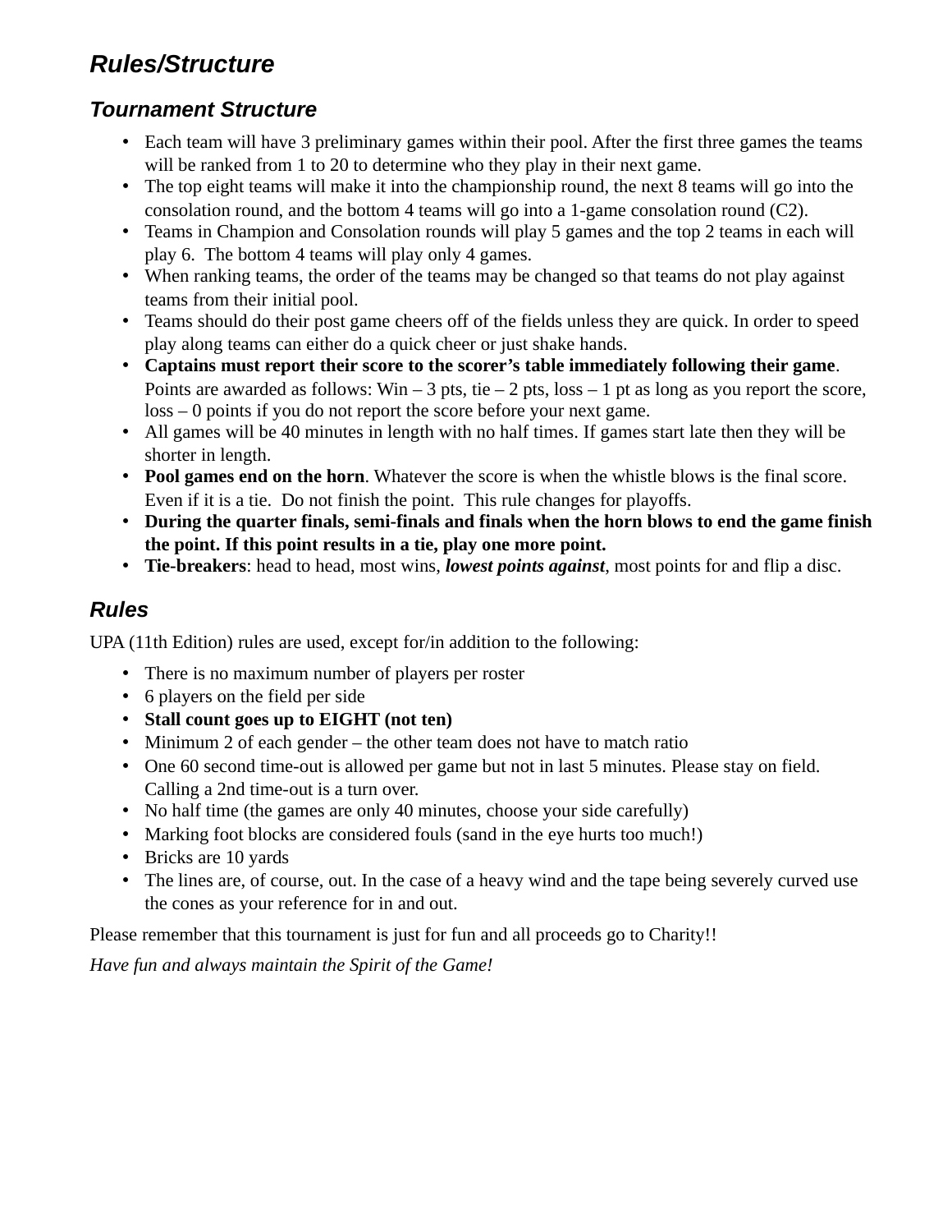# *Rules/Structure*

## *Tournament Structure*

- Each team will have 3 preliminary games within their pool. After the first three games the teams will be ranked from 1 to 20 to determine who they play in their next game.
- The top eight teams will make it into the championship round, the next 8 teams will go into the consolation round, and the bottom 4 teams will go into a 1-game consolation round (C2).
- Teams in Champion and Consolation rounds will play 5 games and the top 2 teams in each will play 6. The bottom 4 teams will play only 4 games.
- When ranking teams, the order of the teams may be changed so that teams do not play against teams from their initial pool.
- Teams should do their post game cheers off of the fields unless they are quick. In order to speed play along teams can either do a quick cheer or just shake hands.
- **Captains must report their score to the scorer's table immediately following their game**. Points are awarded as follows: Win – 3 pts, tie – 2 pts, loss – 1 pt as long as you report the score, loss – 0 points if you do not report the score before your next game.
- All games will be 40 minutes in length with no half times. If games start late then they will be shorter in length.
- **Pool games end on the horn**. Whatever the score is when the whistle blows is the final score. Even if it is a tie. Do not finish the point. This rule changes for playoffs.
- **During the quarter finals, semi-finals and finals when the horn blows to end the game finish the point. If this point results in a tie, play one more point.**
- **Tie-breakers**: head to head, most wins, ***lowest points against***, most points for and flip a disc.

## *Rules*

UPA (11th Edition) rules are used, except for/in addition to the following:

- There is no maximum number of players per roster
- 6 players on the field per side
- **Stall count goes up to EIGHT (not ten)**
- Minimum 2 of each gender – the other team does not have to match ratio
- One 60 second time-out is allowed per game but not in last 5 minutes. Please stay on field. Calling a 2nd time-out is a turn over.
- No half time (the games are only 40 minutes, choose your side carefully)
- Marking foot blocks are considered fouls (sand in the eye hurts too much!)
- Bricks are 10 yards
- The lines are, of course, out. In the case of a heavy wind and the tape being severely curved use the cones as your reference for in and out.

Please remember that this tournament is just for fun and all proceeds go to Charity!!

*Have fun and always maintain the Spirit of the Game!*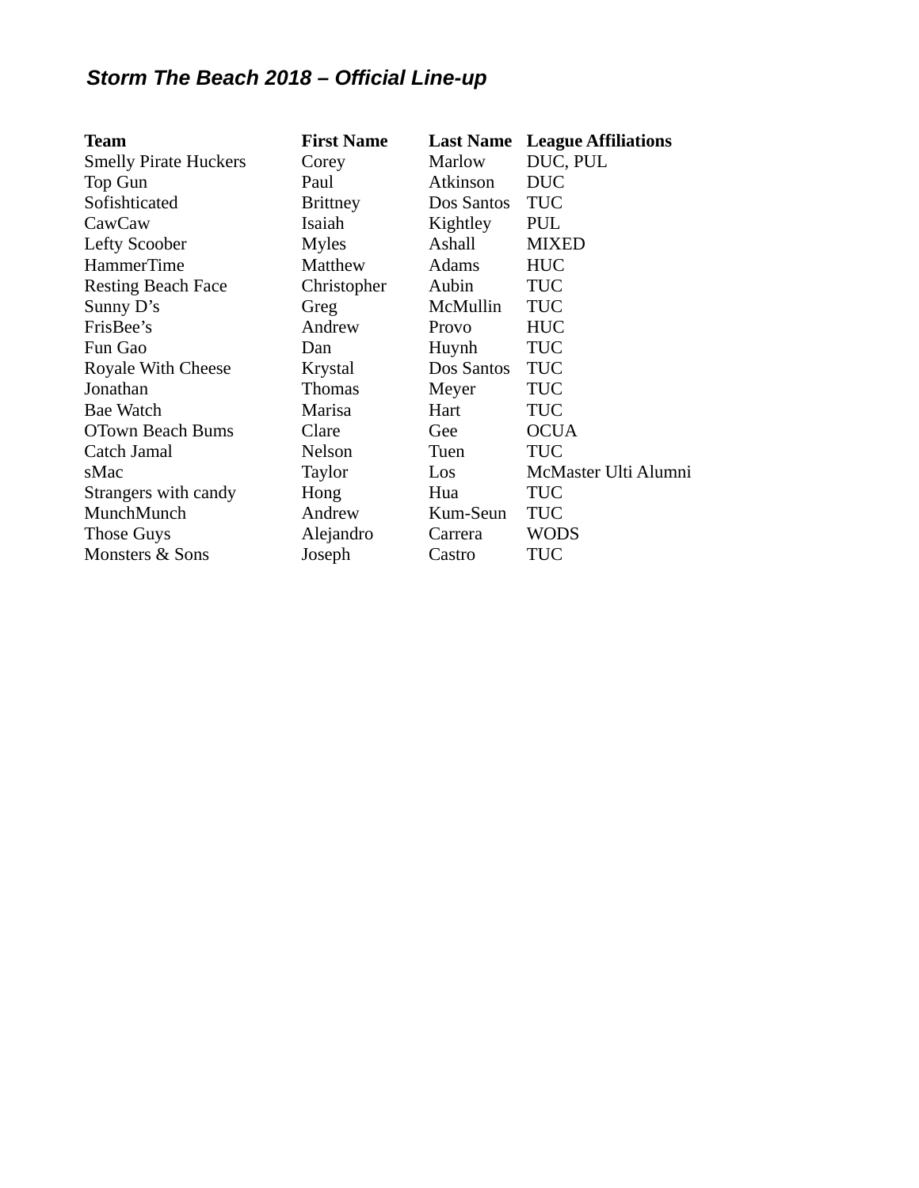***Storm The Beach 2018 – Official Line-up***

| Team | First Name | Last Name | League Affiliations |
|---|---|---|---|
| Smelly Pirate Huckers | Corey | Marlow | DUC, PUL |
| Top Gun | Paul | Atkinson | DUC |
| Sofishticated | Brittney | Dos Santos | TUC |
| CawCaw | Isaiah | Kightley | PUL |
| Lefty Scoober | Myles | Ashall | MIXED |
| HammerTime | Matthew | Adams | HUC |
| Resting Beach Face | Christopher | Aubin | TUC |
| Sunny D's | Greg | McMullin | TUC |
| FrisBee's | Andrew | Provo | HUC |
| Fun Gao | Dan | Huynh | TUC |
| Royale With Cheese | Krystal | Dos Santos | TUC |
| Jonathan | Thomas | Meyer | TUC |
| Bae Watch | Marisa | Hart | TUC |
| OTown Beach Bums | Clare | Gee | OCUA |
| Catch Jamal | Nelson | Tuen | TUC |
| sMac | Taylor | Los | McMaster Ulti Alumni |
| Strangers with candy | Hong | Hua | TUC |
| MunchMunch | Andrew | Kum-Seun | TUC |
| Those Guys | Alejandro | Carrera | WODS |
| Monsters & Sons | Joseph | Castro | TUC |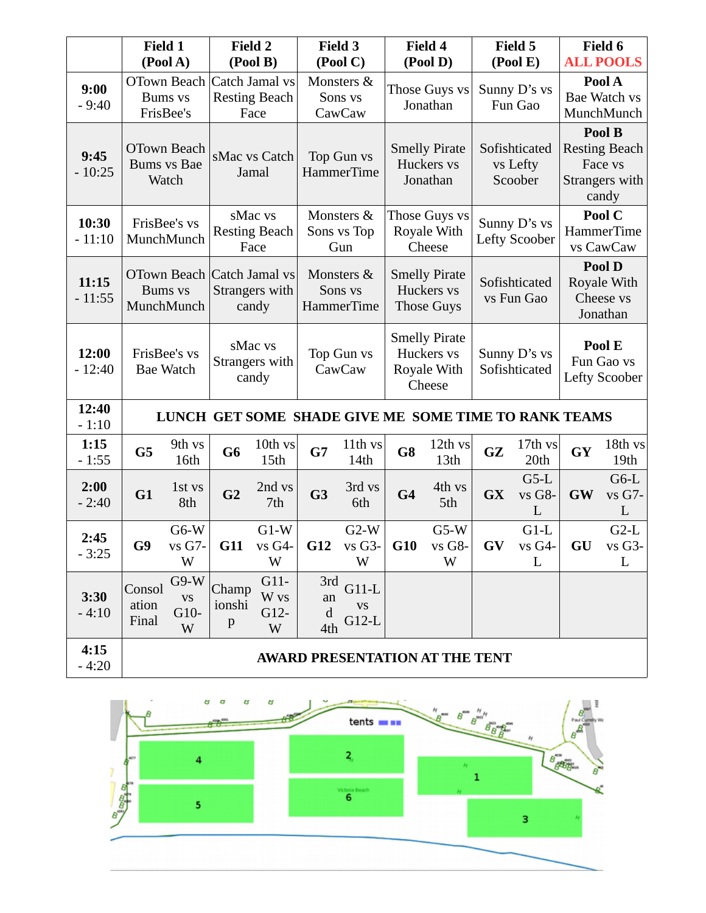| | Field 1 (Pool A) | Field 2 (Pool B) | Field 3 (Pool C) | Field 4 (Pool D) | Field 5 (Pool E) | Field 6 ALL POOLS |
|---|---|---|---|---|---|---|
| **9:00 - 9:40** | OTown Beach Bums vs FrisBee's | Catch Jamal vs Resting Beach Face | Monsters & Sons vs CawCaw | Those Guys vs Jonathan | Sunny D's vs Fun Gao | **Pool A** Bae Watch vs MunchMunch |
| **9:45 - 10:25** | OTown Beach Bums vs Bae Watch | sMac vs Catch Jamal | Top Gun vs HammerTime | Smelly Pirate Huckers vs Jonathan | Sofishticated vs Lefty Scoober | **Pool B** Resting Beach Face vs Strangers with candy |
| **10:30 - 11:10** | FrisBee's vs MunchMunch | sMac vs Resting Beach Face | Monsters & Sons vs Top Gun | Those Guys vs Royale With Cheese | Sunny D's vs Lefty Scoober | **Pool C** HammerTime vs CawCaw |
| **11:15 - 11:55** | OTown Beach Bums vs MunchMunch | Catch Jamal vs Strangers with candy | Monsters & Sons vs HammerTime | Smelly Pirate Huckers vs Those Guys | Sofishticated vs Fun Gao | **Pool D** Royale With Cheese vs Jonathan |
| **12:00 - 12:40** | FrisBee's vs Bae Watch | sMac vs Strangers with candy | Top Gun vs CawCaw | Smelly Pirate Huckers vs Royale With Cheese | Sunny D's vs Sofishticated | **Pool E** Fun Gao vs Lefty Scoober |
| **12:40 - 1:10** | **LUNCH GET SOME SHADE GIVE ME SOME TIME TO RANK TEAMS** | | | | | |
| **1:15 - 1:55** | **G5** 9th vs 16th | **G6** 10th vs 15th | **G7** 11th vs 14th | **G8** 12th vs 13th | **GZ** 17th vs 20th | **GY** 18th vs 19th |
| **2:00 - 2:40** | **G1** 1st vs 8th | **G2** 2nd vs 7th | **G3** 3rd vs 6th | **G4** 4th vs 5th | **GX** G5-L vs G8-L | **GW** G6-L vs G7-L |
| **2:45 - 3:25** | **G9** G6-W vs G7-W | **G11** G1-W vs G4-W | **G12** G2-W vs G3-W | **G10** G5-W vs G8-W | **GV** G1-L vs G4-L | **GU** G2-L vs G3-L |
| **3:30 - 4:10** | Consolation Final G9-W vs G10-W | Championship G11-W vs G12-W | 3rd and 4th G11-L vs G12-L | | | |
| **4:15 - 4:20** | **AWARD PRESENTATION AT THE TENT** | | | | | |

tents

4

5

2

6

1

3